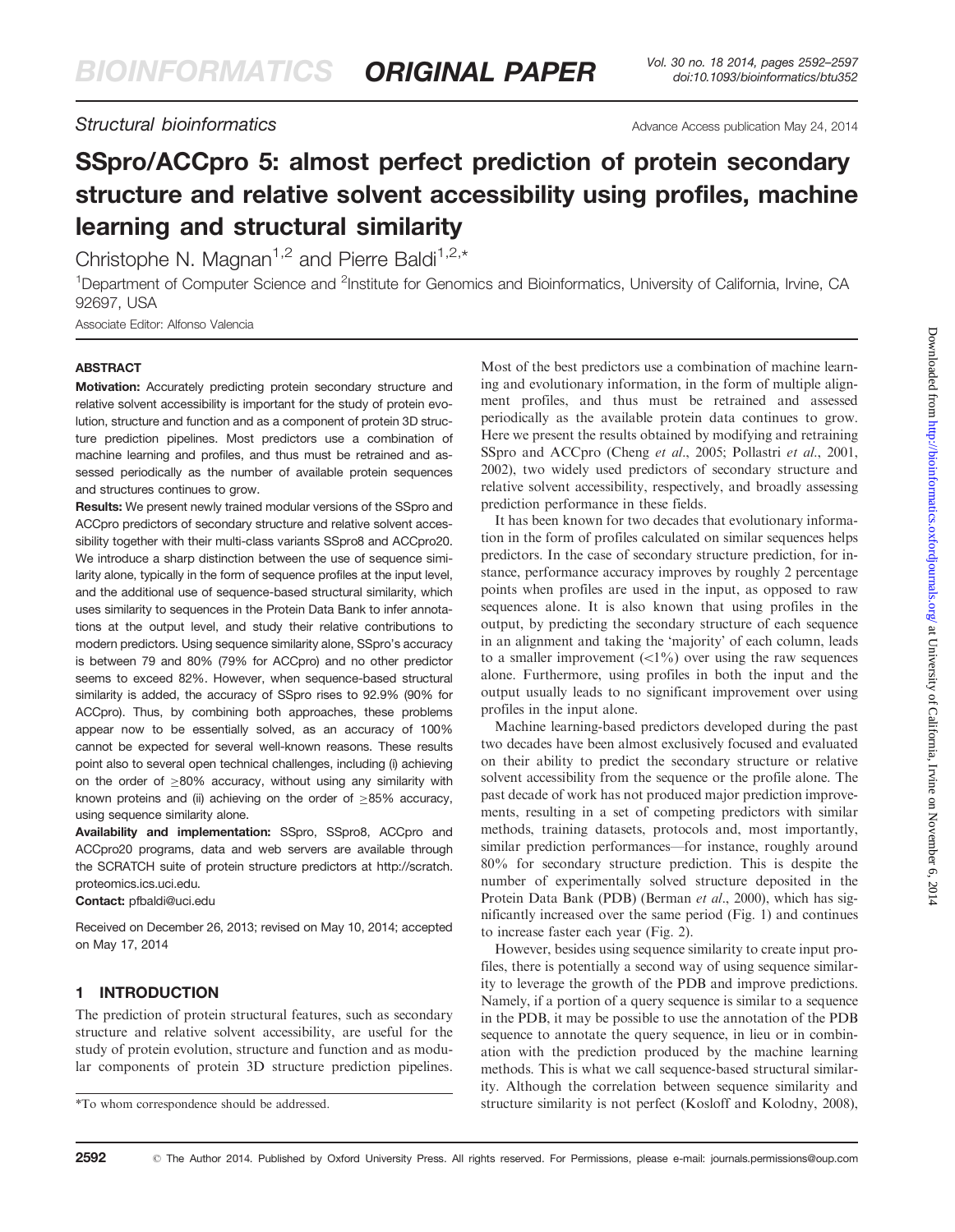## Structural bioinformatics

# SSpro/ACCpro 5: almost perfect prediction of protein secondary structure and relative solvent accessibility using profiles, machine learning and structural similarity

Christophe N. Magnan[1,2] and Pierre Baldi[1,2,*]

[1]Department of Computer Science and [2]Institute for Genomics and Bioinformatics, University of California, Irvine, CA 92697, USA

Associate Editor: Alfonso Valencia

### ABSTRACT

**Motivation:** Accurately predicting protein secondary structure and relative solvent accessibility is important for the study of protein evolution, structure and function and as a component of protein 3D structure prediction pipelines. Most predictors use a combination of machine learning and profiles, and thus must be retrained and assessed periodically as the number of available protein sequences and structures continues to grow.

**Results:** We present newly trained modular versions of the SSpro and ACCpro predictors of secondary structure and relative solvent accessibility together with their multi-class variants SSpro8 and ACCpro20. We introduce a sharp distinction between the use of sequence similarity alone, typically in the form of sequence profiles at the input level, and the additional use of sequence-based structural similarity, which uses similarity to sequences in the Protein Data Bank to infer annotations at the output level, and study their relative contributions to modern predictors. Using sequence similarity alone, SSpro's accuracy is between 79 and 80% (79% for ACCpro) and no other predictor seems to exceed 82%. However, when sequence-based structural similarity is added, the accuracy of SSpro rises to 92.9% (90% for ACCpro). Thus, by combining both approaches, these problems appear now to be essentially solved, as an accuracy of 100% cannot be expected for several well-known reasons. These results point also to several open technical challenges, including (i) achieving on the order of $\geq$80% accuracy, without using any similarity with known proteins and (ii) achieving on the order of $\geq$85% accuracy, using sequence similarity alone.

**Availability and implementation:** SSpro, SSpro8, ACCpro and ACCpro20 programs, data and web servers are available through the SCRATCH suite of protein structure predictors at http://scratch.proteomics.ics.uci.edu.

**Contact:** pfbaldi@uci.edu

Received on December 26, 2013; revised on May 10, 2014; accepted on May 17, 2014

## 1 INTRODUCTION

The prediction of protein structural features, such as secondary structure and relative solvent accessibility, are useful for the study of protein evolution, structure and function and as modular components of protein 3D structure prediction pipelines. Most of the best predictors use a combination of machine learning and evolutionary information, in the form of multiple alignment profiles, and thus must be retrained and assessed periodically as the available protein data continues to grow. Here we present the results obtained by modifying and retraining SSpro and ACCpro (Cheng *et al.*, 2005; Pollastri *et al.*, 2001, 2002), two widely used predictors of secondary structure and relative solvent accessibility, respectively, and broadly assessing prediction performance in these fields.

It has been known for two decades that evolutionary information in the form of profiles calculated on similar sequences helps predictors. In the case of secondary structure prediction, for instance, performance accuracy improves by roughly 2 percentage points when profiles are used in the input, as opposed to raw sequences alone. It is also known that using profiles in the output, by predicting the secondary structure of each sequence in an alignment and taking the 'majority' of each column, leads to a smaller improvement (<1%) over using the raw sequences alone. Furthermore, using profiles in both the input and the output usually leads to no significant improvement over using profiles in the input alone.

Machine learning-based predictors developed during the past two decades have been almost exclusively focused and evaluated on their ability to predict the secondary structure or relative solvent accessibility from the sequence or the profile alone. The past decade of work has not produced major prediction improvements, resulting in a set of competing predictors with similar methods, training datasets, protocols and, most importantly, similar prediction performances—for instance, roughly around 80% for secondary structure prediction. This is despite the number of experimentally solved structure deposited in the Protein Data Bank (PDB) (Berman *et al.*, 2000), which has significantly increased over the same period (Fig. 1) and continues to increase faster each year (Fig. 2).

However, besides using sequence similarity to create input profiles, there is potentially a second way of using sequence similarity to leverage the growth of the PDB and improve predictions. Namely, if a portion of a query sequence is similar to a sequence in the PDB, it may be possible to use the annotation of the PDB sequence to annotate the query sequence, in lieu or in combination with the prediction produced by the machine learning methods. This is what we call sequence-based structural similarity. Although the correlation between sequence similarity and structure similarity is not perfect (Kosloff and Kolodny, 2008),

*To whom correspondence should be addressed.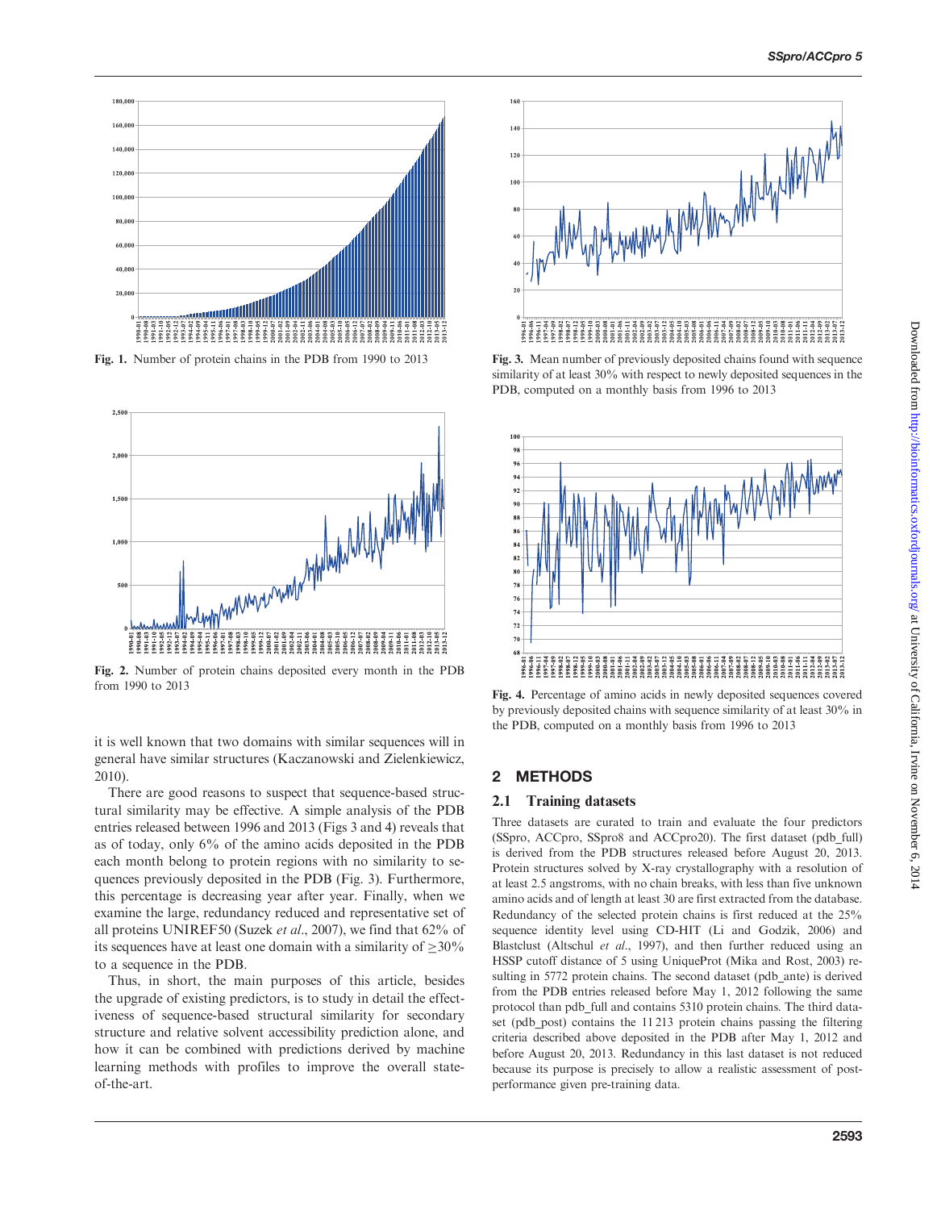Fig. 1. Number of protein chains in the PDB from 1990 to 2013

Fig. 2. Number of protein chains deposited every month in the PDB from 1990 to 2013

Fig. 3. Mean number of previously deposited chains found with sequence similarity of at least 30% with respect to newly deposited sequences in the PDB, computed on a monthly basis from 1996 to 2013

Fig. 4. Percentage of amino acids in newly deposited sequences covered by previously deposited chains with sequence similarity of at least 30% in the PDB, computed on a monthly basis from 1996 to 2013

it is well known that two domains with similar sequences will in general have similar structures (Kaczanowski and Zielenkiewicz, 2010).

There are good reasons to suspect that sequence-based structural similarity may be effective. A simple analysis of the PDB entries released between 1996 and 2013 (Figs 3 and 4) reveals that as of today, only 6% of the amino acids deposited in the PDB each month belong to protein regions with no similarity to sequences previously deposited in the PDB (Fig. 3). Furthermore, this percentage is decreasing year after year. Finally, when we examine the large, redundancy reduced and representative set of all proteins UNIREF50 (Suzek *et al.*, 2007), we find that 62% of its sequences have at least one domain with a similarity of $\geq$30% to a sequence in the PDB.

Thus, in short, the main purposes of this article, besides the upgrade of existing predictors, is to study in detail the effectiveness of sequence-based structural similarity for secondary structure and relative solvent accessibility prediction alone, and how it can be combined with predictions derived by machine learning methods with profiles to improve the overall state-of-the-art.

## 2 METHODS

### 2.1 Training datasets

Three datasets are curated to train and evaluate the four predictors (SSpro, ACCpro, SSpro8 and ACCpro20). The first dataset (pdb_full) is derived from the PDB structures released before August 20, 2013. Protein structures solved by X-ray crystallography with a resolution of at least 2.5 angstroms, with no chain breaks, with less than five unknown amino acids and of length at least 30 are first extracted from the database. Redundancy of the selected protein chains is first reduced at the 25% sequence identity level using CD-HIT (Li and Godzik, 2006) and Blastclust (Altschul *et al.*, 1997), and then further reduced using an HSSP cutoff distance of 5 using UniqueProt (Mika and Rost, 2003) resulting in 5772 protein chains. The second dataset (pdb_ante) is derived from the PDB entries released before May 1, 2012 following the same protocol than pdb_full and contains 5310 protein chains. The third dataset (pdb_post) contains the 11 213 protein chains passing the filtering criteria described above deposited in the PDB after May 1, 2012 and before August 20, 2013. Redundancy in this last dataset is not reduced because its purpose is precisely to allow a realistic assessment of post-performance given pre-training data.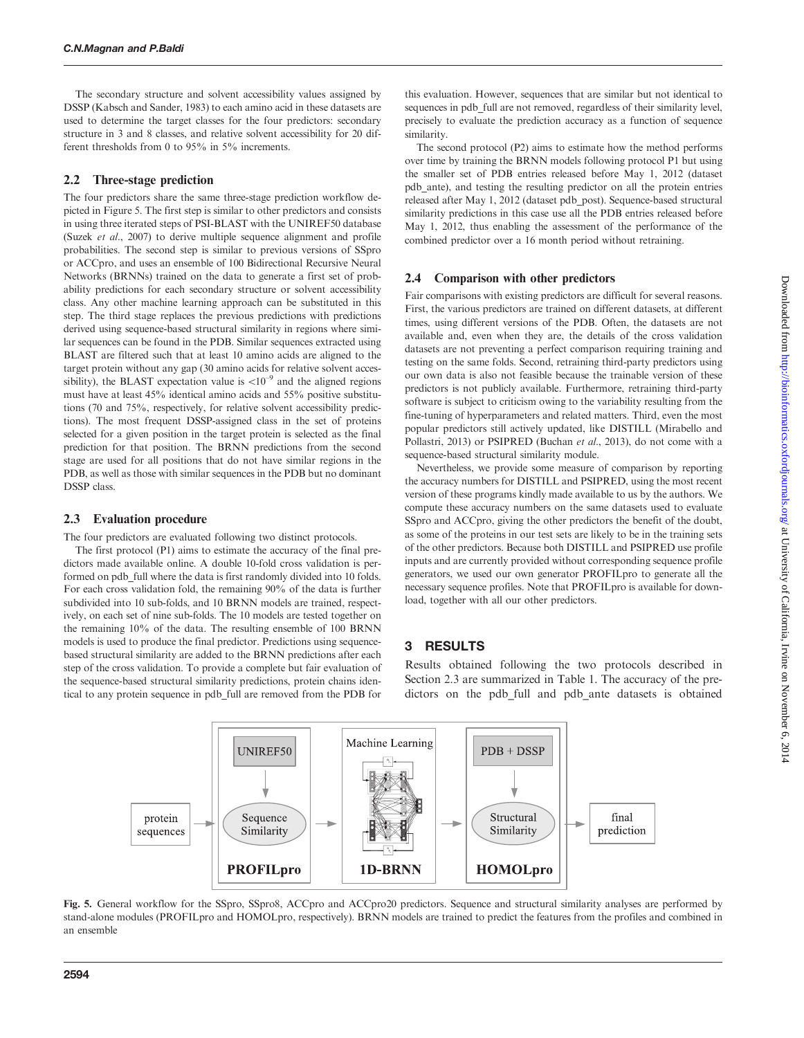The secondary structure and solvent accessibility values assigned by DSSP (Kabsch and Sander, 1983) to each amino acid in these datasets are used to determine the target classes for the four predictors: secondary structure in 3 and 8 classes, and relative solvent accessibility for 20 different thresholds from 0 to 95% in 5% increments.

## 2.2 Three-stage prediction

The four predictors share the same three-stage prediction workflow depicted in Figure 5. The first step is similar to other predictors and consists in using three iterated steps of PSI-BLAST with the UNIREF50 database (Suzek *et al*., 2007) to derive multiple sequence alignment and profile probabilities. The second step is similar to previous versions of SSpro or ACCpro, and uses an ensemble of 100 Bidirectional Recursive Neural Networks (BRNNs) trained on the data to generate a first set of probability predictions for each secondary structure or solvent accessibility class. Any other machine learning approach can be substituted in this step. The third stage replaces the previous predictions with predictions derived using sequence-based structural similarity in regions where similar sequences can be found in the PDB. Similar sequences extracted using BLAST are filtered such that at least 10 amino acids are aligned to the target protein without any gap (30 amino acids for relative solvent accessibility), the BLAST expectation value is $<10^{-9}$ and the aligned regions must have at least 45% identical amino acids and 55% positive substitutions (70 and 75%, respectively, for relative solvent accessibility predictions). The most frequent DSSP-assigned class in the set of proteins selected for a given position in the target protein is selected as the final prediction for that position. The BRNN predictions from the second stage are used for all positions that do not have similar regions in the PDB, as well as those with similar sequences in the PDB but no dominant DSSP class.

## 2.3 Evaluation procedure

The four predictors are evaluated following two distinct protocols.

The first protocol (P1) aims to estimate the accuracy of the final predictors made available online. A double 10-fold cross validation is performed on pdb_full where the data is first randomly divided into 10 folds. For each cross validation fold, the remaining 90% of the data is further subdivided into 10 sub-folds, and 10 BRNN models are trained, respectively, on each set of nine sub-folds. The 10 models are tested together on the remaining 10% of the data. The resulting ensemble of 100 BRNN models is used to produce the final predictor. Predictions using sequence-based structural similarity are added to the BRNN predictions after each step of the cross validation. To provide a complete but fair evaluation of the sequence-based structural similarity predictions, protein chains identical to any protein sequence in pdb_full are removed from the PDB for this evaluation. However, sequences that are similar but not identical to sequences in pdb_full are not removed, regardless of their similarity level, precisely to evaluate the prediction accuracy as a function of sequence similarity.

The second protocol (P2) aims to estimate how the method performs over time by training the BRNN models following protocol P1 but using the smaller set of PDB entries released before May 1, 2012 (dataset pdb_ante), and testing the resulting predictor on all the protein entries released after May 1, 2012 (dataset pdb_post). Sequence-based structural similarity predictions in this case use all the PDB entries released before May 1, 2012, thus enabling the assessment of the performance of the combined predictor over a 16 month period without retraining.

## 2.4 Comparison with other predictors

Fair comparisons with existing predictors are difficult for several reasons. First, the various predictors are trained on different datasets, at different times, using different versions of the PDB. Often, the datasets are not available and, even when they are, the details of the cross validation datasets are not preventing a perfect comparison requiring training and testing on the same folds. Second, retraining third-party predictors using our own data is also not feasible because the trainable version of these predictors is not publicly available. Furthermore, retraining third-party software is subject to criticism owing to the variability resulting from the fine-tuning of hyperparameters and related matters. Third, even the most popular predictors still actively updated, like DISTILL (Mirabello and Pollastri, 2013) or PSIPRED (Buchan *et al*., 2013), do not come with a sequence-based structural similarity module.

Nevertheless, we provide some measure of comparison by reporting the accuracy numbers for DISTILL and PSIPRED, using the most recent version of these programs kindly made available to us by the authors. We compute these accuracy numbers on the same datasets used to evaluate SSpro and ACCpro, giving the other predictors the benefit of the doubt, as some of the proteins in our test sets are likely to be in the training sets of the other predictors. Because both DISTILL and PSIPRED use profile inputs and are currently provided without corresponding sequence profile generators, we used our own generator PROFILpro to generate all the necessary sequence profiles. Note that PROFILpro is available for download, together with all our other predictors.

# 3 RESULTS

Results obtained following the two protocols described in Section 2.3 are summarized in Table 1. The accuracy of the predictors on the pdb_full and pdb_ante datasets is obtained

**Fig. 5.** General workflow for the SSpro, SSpro8, ACCpro and ACCpro20 predictors. Sequence and structural similarity analyses are performed by stand-alone modules (PROFILpro and HOMOLpro, respectively). BRNN models are trained to predict the features from the profiles and combined in an ensemble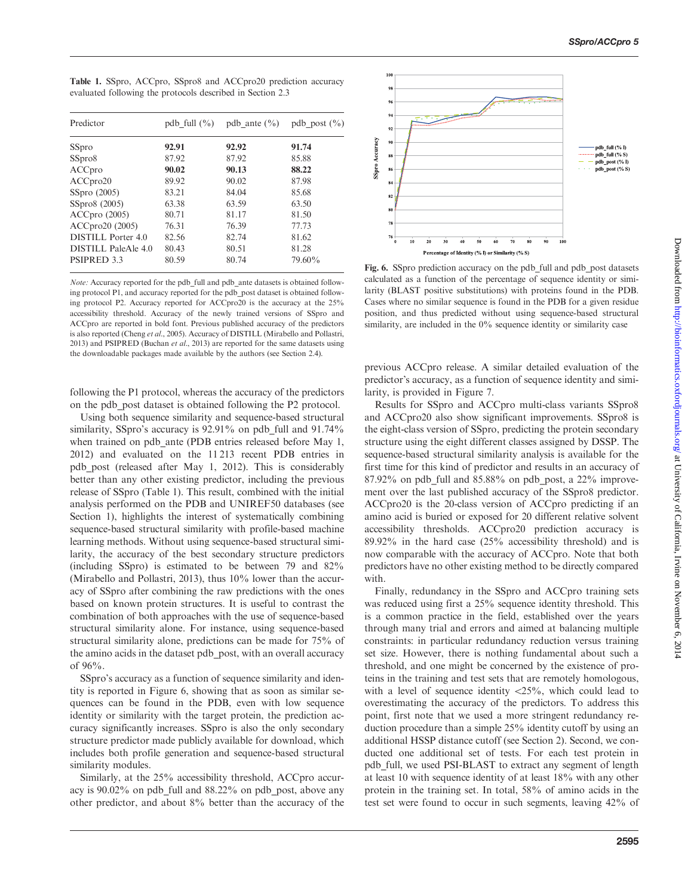**Table 1.** SSpro, ACCpro, SSpro8 and ACCpro20 prediction accuracy evaluated following the protocols described in Section 2.3

| Predictor | pdb_full (%) | pdb_ante (%) | pdb_post (%) |
|---|---|---|---|
| SSpro | **92.91** | **92.92** | **91.74** |
| SSpro8 | 87.92 | 87.92 | 85.88 |
| ACCpro | **90.02** | **90.13** | **88.22** |
| ACCpro20 | 89.92 | 90.02 | 87.98 |
| SSpro (2005) | 83.21 | 84.04 | 85.68 |
| SSpro8 (2005) | 63.38 | 63.59 | 63.50 |
| ACCpro (2005) | 80.71 | 81.17 | 81.50 |
| ACCpro20 (2005) | 76.31 | 76.39 | 77.73 |
| DISTILL Porter 4.0 | 82.56 | 82.74 | 81.62 |
| DISTILL PaleAle 4.0 | 80.43 | 80.51 | 81.28 |
| PSIPRED 3.3 | 80.59 | 80.74 | 79.60% |

*Note:* Accuracy reported for the pdb_full and pdb_ante datasets is obtained following protocol P1, and accuracy reported for the pdb_post dataset is obtained following protocol P2. Accuracy reported for ACCpro20 is the accuracy at the 25% accessibility threshold. Accuracy of the newly trained versions of SSpro and ACCpro are reported in bold font. Previous published accuracy of the predictors is also reported (Cheng *et al*., 2005). Accuracy of DISTILL (Mirabello and Pollastri, 2013) and PSIPRED (Buchan *et al*., 2013) are reported for the same datasets using the downloadable packages made available by the authors (see Section 2.4).

following the P1 protocol, whereas the accuracy of the predictors on the pdb_post dataset is obtained following the P2 protocol.

Using both sequence similarity and sequence-based structural similarity, SSpro's accuracy is 92.91% on pdb_full and 91.74% when trained on pdb_ante (PDB entries released before May 1, 2012) and evaluated on the 11 213 recent PDB entries in pdb_post (released after May 1, 2012). This is considerably better than any other existing predictor, including the previous release of SSpro (Table 1). This result, combined with the initial analysis performed on the PDB and UNIREF50 databases (see Section 1), highlights the interest of systematically combining sequence-based structural similarity with profile-based machine learning methods. Without using sequence-based structural similarity, the accuracy of the best secondary structure predictors (including SSpro) is estimated to be between 79 and 82% (Mirabello and Pollastri, 2013), thus 10% lower than the accuracy of SSpro after combining the raw predictions with the ones based on known protein structures. It is useful to contrast the combination of both approaches with the use of sequence-based structural similarity alone. For instance, using sequence-based structural similarity alone, predictions can be made for 75% of the amino acids in the dataset pdb_post, with an overall accuracy of 96%.

SSpro's accuracy as a function of sequence similarity and identity is reported in Figure 6, showing that as soon as similar sequences can be found in the PDB, even with low sequence identity or similarity with the target protein, the prediction accuracy significantly increases. SSpro is also the only secondary structure predictor made publicly available for download, which includes both profile generation and sequence-based structural similarity modules.

Similarly, at the 25% accessibility threshold, ACCpro accuracy is 90.02% on pdb_full and 88.22% on pdb_post, above any other predictor, and about 8% better than the accuracy of the previous ACCpro release. A similar detailed evaluation of the predictor's accuracy, as a function of sequence identity and similarity, is provided in Figure 7.

**Fig. 6.** SSpro prediction accuracy on the pdb_full and pdb_post datasets calculated as a function of the percentage of sequence identity or similarity (BLAST positive substitutions) with proteins found in the PDB. Cases where no similar sequence is found in the PDB for a given residue position, and thus predicted without using sequence-based structural similarity, are included in the 0% sequence identity or similarity case

Results for SSpro and ACCpro multi-class variants SSpro8 and ACCpro20 also show significant improvements. SSpro8 is the eight-class version of SSpro, predicting the protein secondary structure using the eight different classes assigned by DSSP. The sequence-based structural similarity analysis is available for the first time for this kind of predictor and results in an accuracy of 87.92% on pdb_full and 85.88% on pdb_post, a 22% improvement over the last published accuracy of the SSpro8 predictor. ACCpro20 is the 20-class version of ACCpro predicting if an amino acid is buried or exposed for 20 different relative solvent accessibility thresholds. ACCpro20 prediction accuracy is 89.92% in the hard case (25% accessibility threshold) and is now comparable with the accuracy of ACCpro. Note that both predictors have no other existing method to be directly compared with.

Finally, redundancy in the SSpro and ACCpro training sets was reduced using first a 25% sequence identity threshold. This is a common practice in the field, established over the years through many trial and errors and aimed at balancing multiple constraints: in particular redundancy reduction versus training set size. However, there is nothing fundamental about such a threshold, and one might be concerned by the existence of proteins in the training and test sets that are remotely homologous, with a level of sequence identity <25%, which could lead to overestimating the accuracy of the predictors. To address this point, first note that we used a more stringent redundancy reduction procedure than a simple 25% identity cutoff by using an additional HSSP distance cutoff (see Section 2). Second, we conducted one additional set of tests. For each test protein in pdb_full, we used PSI-BLAST to extract any segment of length at least 10 with sequence identity of at least 18% with any other protein in the training set. In total, 58% of amino acids in the test set were found to occur in such segments, leaving 42% of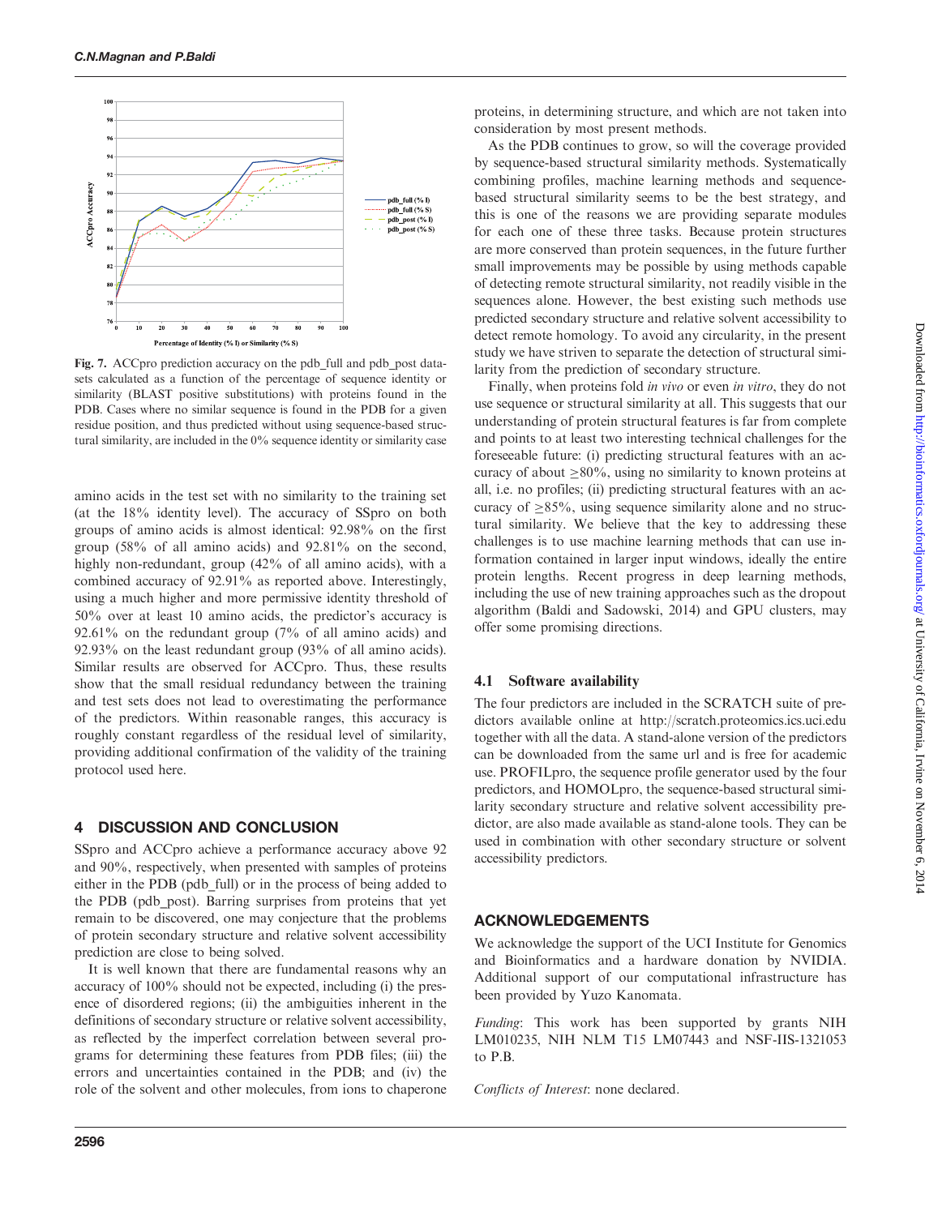Fig. 7. ACCpro prediction accuracy on the pdb_full and pdb_post datasets calculated as a function of the percentage of sequence identity or similarity (BLAST positive substitutions) with proteins found in the PDB. Cases where no similar sequence is found in the PDB for a given residue position, and thus predicted without using sequence-based structural similarity, are included in the 0% sequence identity or similarity case

amino acids in the test set with no similarity to the training set (at the 18% identity level). The accuracy of SSpro on both groups of amino acids is almost identical: 92.98% on the first group (58% of all amino acids) and 92.81% on the second, highly non-redundant, group (42% of all amino acids), with a combined accuracy of 92.91% as reported above. Interestingly, using a much higher and more permissive identity threshold of 50% over at least 10 amino acids, the predictor's accuracy is 92.61% on the redundant group (7% of all amino acids) and 92.93% on the least redundant group (93% of all amino acids). Similar results are observed for ACCpro. Thus, these results show that the small residual redundancy between the training and test sets does not lead to overestimating the performance of the predictors. Within reasonable ranges, this accuracy is roughly constant regardless of the residual level of similarity, providing additional confirmation of the validity of the training protocol used here.

## 4 DISCUSSION AND CONCLUSION

SSpro and ACCpro achieve a performance accuracy above 92 and 90%, respectively, when presented with samples of proteins either in the PDB (pdb_full) or in the process of being added to the PDB (pdb_post). Barring surprises from proteins that yet remain to be discovered, one may conjecture that the problems of protein secondary structure and relative solvent accessibility prediction are close to being solved.

It is well known that there are fundamental reasons why an accuracy of 100% should not be expected, including (i) the presence of disordered regions; (ii) the ambiguities inherent in the definitions of secondary structure or relative solvent accessibility, as reflected by the imperfect correlation between several programs for determining these features from PDB files; (iii) the errors and uncertainties contained in the PDB; and (iv) the role of the solvent and other molecules, from ions to chaperone proteins, in determining structure, and which are not taken into consideration by most present methods.

As the PDB continues to grow, so will the coverage provided by sequence-based structural similarity methods. Systematically combining profiles, machine learning methods and sequence-based structural similarity seems to be the best strategy, and this is one of the reasons we are providing separate modules for each one of these three tasks. Because protein structures are more conserved than protein sequences, in the future further small improvements may be possible by using methods capable of detecting remote structural similarity, not readily visible in the sequences alone. However, the best existing such methods use predicted secondary structure and relative solvent accessibility to detect remote homology. To avoid any circularity, in the present study we have striven to separate the detection of structural similarity from the prediction of secondary structure.

Finally, when proteins fold *in vivo* or even *in vitro*, they do not use sequence or structural similarity at all. This suggests that our understanding of protein structural features is far from complete and points to at least two interesting technical challenges for the foreseeable future: (i) predicting structural features with an accuracy of about $\geq$80%, using no similarity to known proteins at all, i.e. no profiles; (ii) predicting structural features with an accuracy of $\geq$85%, using sequence similarity alone and no structural similarity. We believe that the key to addressing these challenges is to use machine learning methods that can use information contained in larger input windows, ideally the entire protein lengths. Recent progress in deep learning methods, including the use of new training approaches such as the dropout algorithm (Baldi and Sadowski, 2014) and GPU clusters, may offer some promising directions.

### 4.1 Software availability

The four predictors are included in the SCRATCH suite of predictors available online at http://scratch.proteomics.ics.uci.edu together with all the data. A stand-alone version of the predictors can be downloaded from the same url and is free for academic use. PROFILpro, the sequence profile generator used by the four predictors, and HOMOLpro, the sequence-based structural similarity secondary structure and relative solvent accessibility predictor, are also made available as stand-alone tools. They can be used in combination with other secondary structure or solvent accessibility predictors.

## ACKNOWLEDGEMENTS

We acknowledge the support of the UCI Institute for Genomics and Bioinformatics and a hardware donation by NVIDIA. Additional support of our computational infrastructure has been provided by Yuzo Kanomata.

*Funding*: This work has been supported by grants NIH LM010235, NIH NLM T15 LM07443 and NSF-IIS-1321053 to P.B.

*Conflicts of Interest*: none declared.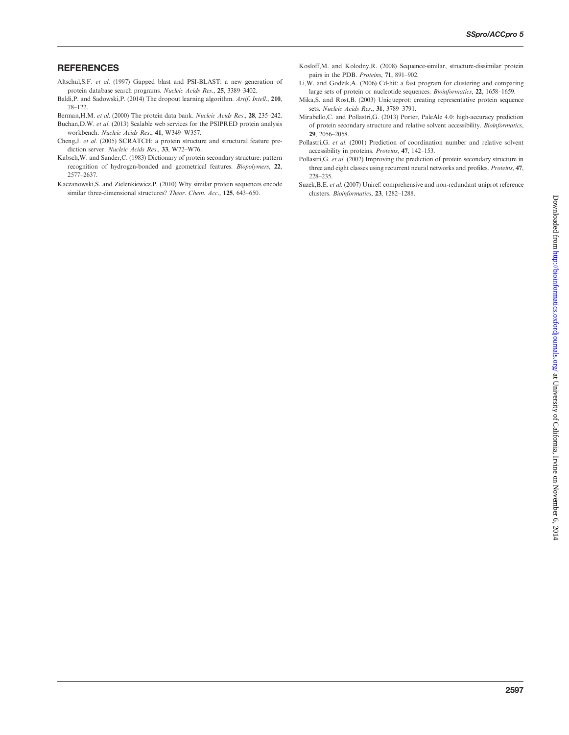## REFERENCES

Altschul,S.F. *et al.* (1997) Gapped blast and PSI-BLAST: a new generation of protein database search programs. *Nucleic Acids Res.*, **25**, 3389–3402.

Baldi,P. and Sadowski,P. (2014) The dropout learning algorithm. *Artif. Intell.*, **210**, 78–122.

Berman,H.M. *et al.* (2000) The protein data bank. *Nucleic Acids Res.*, **28**, 235–242.

Buchan,D.W. *et al.* (2013) Scalable web services for the PSIPRED protein analysis workbench. *Nucleic Acids Res.*, **41**, W349–W357.

Cheng,J. *et al.* (2005) SCRATCH: a protein structure and structural feature prediction server. *Nucleic Acids Res.*, **33**, W72–W76.

Kabsch,W. and Sander,C. (1983) Dictionary of protein secondary structure: pattern recognition of hydrogen-bonded and geometrical features. *Biopolymers*, **22**, 2577–2637.

Kaczanowski,S. and Zielenkiewicz,P. (2010) Why similar protein sequences encode similar three-dimensional structures? *Theor. Chem. Acc.*, **125**, 643–650.

Kosloff,M. and Kolodny,R. (2008) Sequence-similar, structure-dissimilar protein pairs in the PDB. *Proteins*, **71**, 891–902.

Li,W. and Godzik,A. (2006) Cd-hit: a fast program for clustering and comparing large sets of protein or nucleotide sequences. *Bioinformatics*, **22**, 1658–1659.

Mika,S. and Rost,B. (2003) Uniqueprot: creating representative protein sequence sets. *Nucleic Acids Res.*, **31**, 3789–3791.

Mirabello,C. and Pollastri,G. (2013) Porter, PaleAle 4.0: high-accuracy prediction of protein secondary structure and relative solvent accessibility. *Bioinformatics*, **29**, 2056–2058.

Pollastri,G. *et al.* (2001) Prediction of coordination number and relative solvent accessibility in proteins. *Proteins*, **47**, 142–153.

Pollastri,G. *et al.* (2002) Improving the prediction of protein secondary structure in three and eight classes using recurrent neural networks and profiles. *Proteins*, **47**, 228–235.

Suzek,B.E. *et al.* (2007) Uniref: comprehensive and non-redundant uniprot reference clusters. *Bioinformatics*, **23**, 1282–1288.